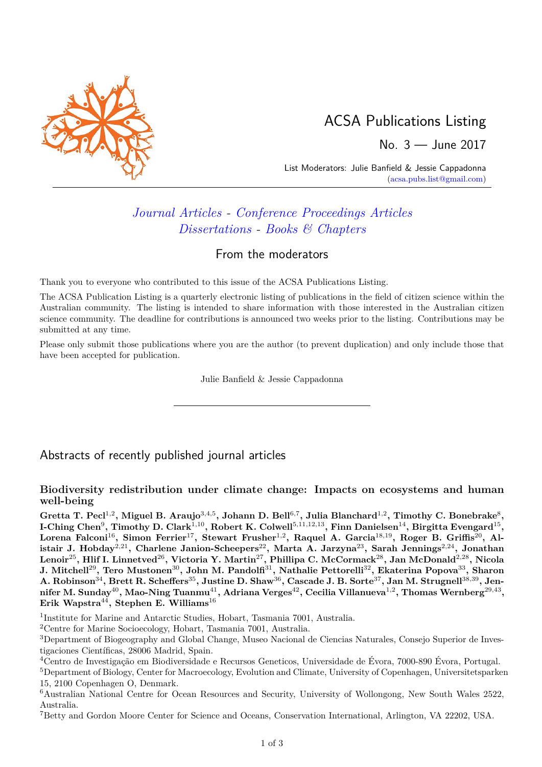# ACSA Publications Listing

No. 3 — June 2017

List Moderators: Julie Banfield & Jessie Cappadonna
(acsa.pubs.list@gmail.com)

*Journal Articles* - *Conference Proceedings Articles*
*Dissertations* - *Books & Chapters*

## From the moderators

Thank you to everyone who contributed to this issue of the ACSA Publications Listing.

The ACSA Publication Listing is a quarterly electronic listing of publications in the field of citizen science within the Australian community. The listing is intended to share information with those interested in the Australian citizen science community. The deadline for contributions is announced two weeks prior to the listing. Contributions may be submitted at any time.

Please only submit those publications where you are the author (to prevent duplication) and only include those that have been accepted for publication.

Julie Banfield & Jessie Cappadonna

---

## Abstracts of recently published journal articles

### Biodiversity redistribution under climate change: Impacts on ecosystems and human well-being

**Gretta T. Pecl[1,2], Miguel B. Araujo[3,4,5], Johann D. Bell[6,7], Julia Blanchard[1,2], Timothy C. Bonebrake[8], I-Ching Chen[9], Timothy D. Clark[1,10], Robert K. Colwell[5,11,12,13], Finn Danielsen[14], Birgitta Evengard[15], Lorena Falconi[16], Simon Ferrier[17], Stewart Frusher[1,2], Raquel A. Garcia[18,19], Roger B. Griffis[20], Alistair J. Hobday[2,21], Charlene Janion-Scheepers[22], Marta A. Jarzyna[23], Sarah Jennings[2,24], Jonathan Lenoir[25], Hlif I. Linnetved[26], Victoria Y. Martin[27], Phillipa C. McCormack[28], Jan McDonald[2,28], Nicola J. Mitchell[29], Tero Mustonen[30], John M. Pandolfi[31], Nathalie Pettorelli[32], Ekaterina Popova[33], Sharon A. Robinson[34], Brett R. Scheffers[35], Justine D. Shaw[36], Cascade J. B. Sorte[37], Jan M. Strugnell[38,39], Jennifer M. Sunday[40], Mao-Ning Tuanmu[41], Adriana Verges[42], Cecilia Villanueva[1,2], Thomas Wernberg[29,43], Erik Wapstra[44], Stephen E. Williams[16]**

[1]Institute for Marine and Antarctic Studies, Hobart, Tasmania 7001, Australia.
[2]Centre for Marine Socioecology, Hobart, Tasmania 7001, Australia.
[3]Department of Biogeography and Global Change, Museo Nacional de Ciencias Naturales, Consejo Superior de Investigaciones Científicas, 28006 Madrid, Spain.
[4]Centro de Investigação em Biodiversidade e Recursos Geneticos, Universidade de Évora, 7000-890 Évora, Portugal.
[5]Department of Biology, Center for Macroecology, Evolution and Climate, University of Copenhagen, Universitetsparken 15, 2100 Copenhagen O, Denmark.
[6]Australian National Centre for Ocean Resources and Security, University of Wollongong, New South Wales 2522, Australia.
[7]Betty and Gordon Moore Center for Science and Oceans, Conservation International, Arlington, VA 22202, USA.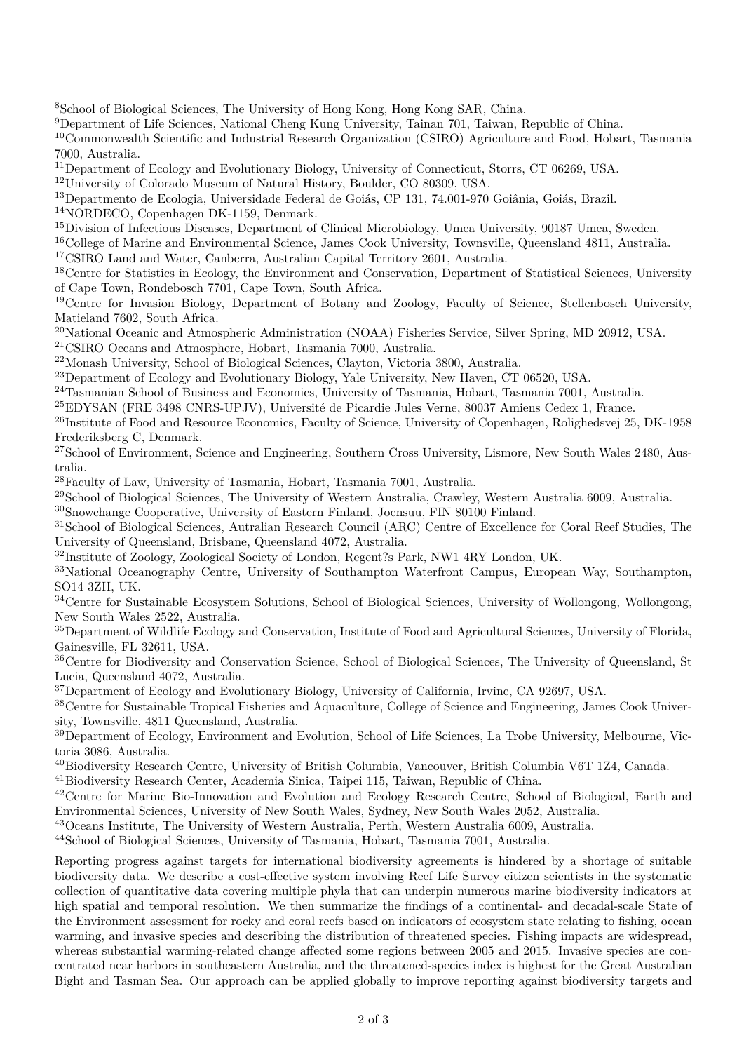[8]School of Biological Sciences, The University of Hong Kong, Hong Kong SAR, China.

[9]Department of Life Sciences, National Cheng Kung University, Tainan 701, Taiwan, Republic of China.

[10]Commonwealth Scientific and Industrial Research Organization (CSIRO) Agriculture and Food, Hobart, Tasmania 7000, Australia.

[11]Department of Ecology and Evolutionary Biology, University of Connecticut, Storrs, CT 06269, USA.

[12]University of Colorado Museum of Natural History, Boulder, CO 80309, USA.

[13]Departmento de Ecologia, Universidade Federal de Goiás, CP 131, 74.001-970 Goiânia, Goiás, Brazil.

[14]NORDECO, Copenhagen DK-1159, Denmark.

[15]Division of Infectious Diseases, Department of Clinical Microbiology, Umea University, 90187 Umea, Sweden.

[16]College of Marine and Environmental Science, James Cook University, Townsville, Queensland 4811, Australia.

[17]CSIRO Land and Water, Canberra, Australian Capital Territory 2601, Australia.

[18]Centre for Statistics in Ecology, the Environment and Conservation, Department of Statistical Sciences, University of Cape Town, Rondebosch 7701, Cape Town, South Africa.

[19]Centre for Invasion Biology, Department of Botany and Zoology, Faculty of Science, Stellenbosch University, Matieland 7602, South Africa.

[20]National Oceanic and Atmospheric Administration (NOAA) Fisheries Service, Silver Spring, MD 20912, USA.

[21]CSIRO Oceans and Atmosphere, Hobart, Tasmania 7000, Australia.

[22]Monash University, School of Biological Sciences, Clayton, Victoria 3800, Australia.

[23]Department of Ecology and Evolutionary Biology, Yale University, New Haven, CT 06520, USA.

[24]Tasmanian School of Business and Economics, University of Tasmania, Hobart, Tasmania 7001, Australia.

[25]EDYSAN (FRE 3498 CNRS-UPJV), Université de Picardie Jules Verne, 80037 Amiens Cedex 1, France.

[26]Institute of Food and Resource Economics, Faculty of Science, University of Copenhagen, Rolighedsvej 25, DK-1958 Frederiksberg C, Denmark.

[27]School of Environment, Science and Engineering, Southern Cross University, Lismore, New South Wales 2480, Australia.

[28]Faculty of Law, University of Tasmania, Hobart, Tasmania 7001, Australia.

[29]School of Biological Sciences, The University of Western Australia, Crawley, Western Australia 6009, Australia.

[30]Snowchange Cooperative, University of Eastern Finland, Joensuu, FIN 80100 Finland.

[31]School of Biological Sciences, Autralian Research Council (ARC) Centre of Excellence for Coral Reef Studies, The University of Queensland, Brisbane, Queensland 4072, Australia.

[32]Institute of Zoology, Zoological Society of London, Regent?s Park, NW1 4RY London, UK.

[33]National Oceanography Centre, University of Southampton Waterfront Campus, European Way, Southampton, SO14 3ZH, UK.

[34]Centre for Sustainable Ecosystem Solutions, School of Biological Sciences, University of Wollongong, Wollongong, New South Wales 2522, Australia.

[35]Department of Wildlife Ecology and Conservation, Institute of Food and Agricultural Sciences, University of Florida, Gainesville, FL 32611, USA.

[36]Centre for Biodiversity and Conservation Science, School of Biological Sciences, The University of Queensland, St Lucia, Queensland 4072, Australia.

[37]Department of Ecology and Evolutionary Biology, University of California, Irvine, CA 92697, USA.

[38]Centre for Sustainable Tropical Fisheries and Aquaculture, College of Science and Engineering, James Cook University, Townsville, 4811 Queensland, Australia.

[39]Department of Ecology, Environment and Evolution, School of Life Sciences, La Trobe University, Melbourne, Victoria 3086, Australia.

[40]Biodiversity Research Centre, University of British Columbia, Vancouver, British Columbia V6T 1Z4, Canada.

[41]Biodiversity Research Center, Academia Sinica, Taipei 115, Taiwan, Republic of China.

[42]Centre for Marine Bio-Innovation and Evolution and Ecology Research Centre, School of Biological, Earth and Environmental Sciences, University of New South Wales, Sydney, New South Wales 2052, Australia.

[43]Oceans Institute, The University of Western Australia, Perth, Western Australia 6009, Australia.

[44]School of Biological Sciences, University of Tasmania, Hobart, Tasmania 7001, Australia.

Reporting progress against targets for international biodiversity agreements is hindered by a shortage of suitable biodiversity data. We describe a cost-effective system involving Reef Life Survey citizen scientists in the systematic collection of quantitative data covering multiple phyla that can underpin numerous marine biodiversity indicators at high spatial and temporal resolution. We then summarize the findings of a continental- and decadal-scale State of the Environment assessment for rocky and coral reefs based on indicators of ecosystem state relating to fishing, ocean warming, and invasive species and describing the distribution of threatened species. Fishing impacts are widespread, whereas substantial warming-related change affected some regions between 2005 and 2015. Invasive species are concentrated near harbors in southeastern Australia, and the threatened-species index is highest for the Great Australian Bight and Tasman Sea. Our approach can be applied globally to improve reporting against biodiversity targets and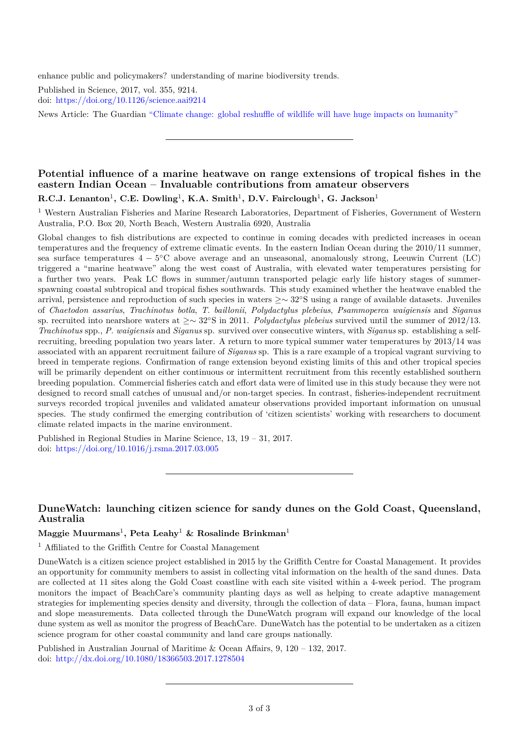enhance public and policymakers? understanding of marine biodiversity trends.

Published in Science, 2017, vol. 355, 9214.
doi: https://doi.org/10.1126/science.aai9214

News Article: The Guardian "Climate change: global reshuffle of wildlife will have huge impacts on humanity"

---

### Potential influence of a marine heatwave on range extensions of tropical fishes in the eastern Indian Ocean – Invaluable contributions from amateur observers

**R.C.J. Lenanton[1], C.E. Dowling[1], K.A. Smith[1], D.V. Fairclough[1], G. Jackson[1]**

[1] Western Australian Fisheries and Marine Research Laboratories, Department of Fisheries, Government of Western Australia, P.O. Box 20, North Beach, Western Australia 6920, Australia

Global changes to fish distributions are expected to continue in coming decades with predicted increases in ocean temperatures and the frequency of extreme climatic events. In the eastern Indian Ocean during the 2010/11 summer, sea surface temperatures $4-5°C$ above average and an unseasonal, anomalously strong, Leeuwin Current (LC) triggered a "marine heatwave" along the west coast of Australia, with elevated water temperatures persisting for a further two years. Peak LC flows in summer/autumn transported pelagic early life history stages of summer-spawning coastal subtropical and tropical fishes southwards. This study examined whether the heatwave enabled the arrival, persistence and reproduction of such species in waters $\geq\sim 32°S$ using a range of available datasets. Juveniles of *Chaetodon assarius*, *Trachinotus botla*, *T. baillonii*, *Polydactylus plebeius*, *Psammoperca waigiensis* and *Siganus* sp. recruited into nearshore waters at $\geq\sim 32°S$ in 2011. *Polydactylus plebeius* survived until the summer of 2012/13. *Trachinotus* spp., *P. waigiensis* and *Siganus* sp. survived over consecutive winters, with *Siganus* sp. establishing a self-recruiting, breeding population two years later. A return to more typical summer water temperatures by 2013/14 was associated with an apparent recruitment failure of *Siganus* sp. This is a rare example of a tropical vagrant surviving to breed in temperate regions. Confirmation of range extension beyond existing limits of this and other tropical species will be primarily dependent on either continuous or intermittent recruitment from this recently established southern breeding population. Commercial fisheries catch and effort data were of limited use in this study because they were not designed to record small catches of unusual and/or non-target species. In contrast, fisheries-independent recruitment surveys recorded tropical juveniles and validated amateur observations provided important information on unusual species. The study confirmed the emerging contribution of 'citizen scientists' working with researchers to document climate related impacts in the marine environment.

Published in Regional Studies in Marine Science, 13, 19 – 31, 2017.
doi: https://doi.org/10.1016/j.rsma.2017.03.005

---

### DuneWatch: launching citizen science for sandy dunes on the Gold Coast, Queensland, Australia

**Maggie Muurmans[1], Peta Leahy[1] & Rosalinde Brinkman[1]**

[1] Affiliated to the Griffith Centre for Coastal Management

DuneWatch is a citizen science project established in 2015 by the Griffith Centre for Coastal Management. It provides an opportunity for community members to assist in collecting vital information on the health of the sand dunes. Data are collected at 11 sites along the Gold Coast coastline with each site visited within a 4-week period. The program monitors the impact of BeachCare's community planting days as well as helping to create adaptive management strategies for implementing species density and diversity, through the collection of data – Flora, fauna, human impact and slope measurements. Data collected through the DuneWatch program will expand our knowledge of the local dune system as well as monitor the progress of BeachCare. DuneWatch has the potential to be undertaken as a citizen science program for other coastal community and land care groups nationally.

Published in Australian Journal of Maritime & Ocean Affairs, 9, 120 – 132, 2017.
doi: http://dx.doi.org/10.1080/18366503.2017.1278504

---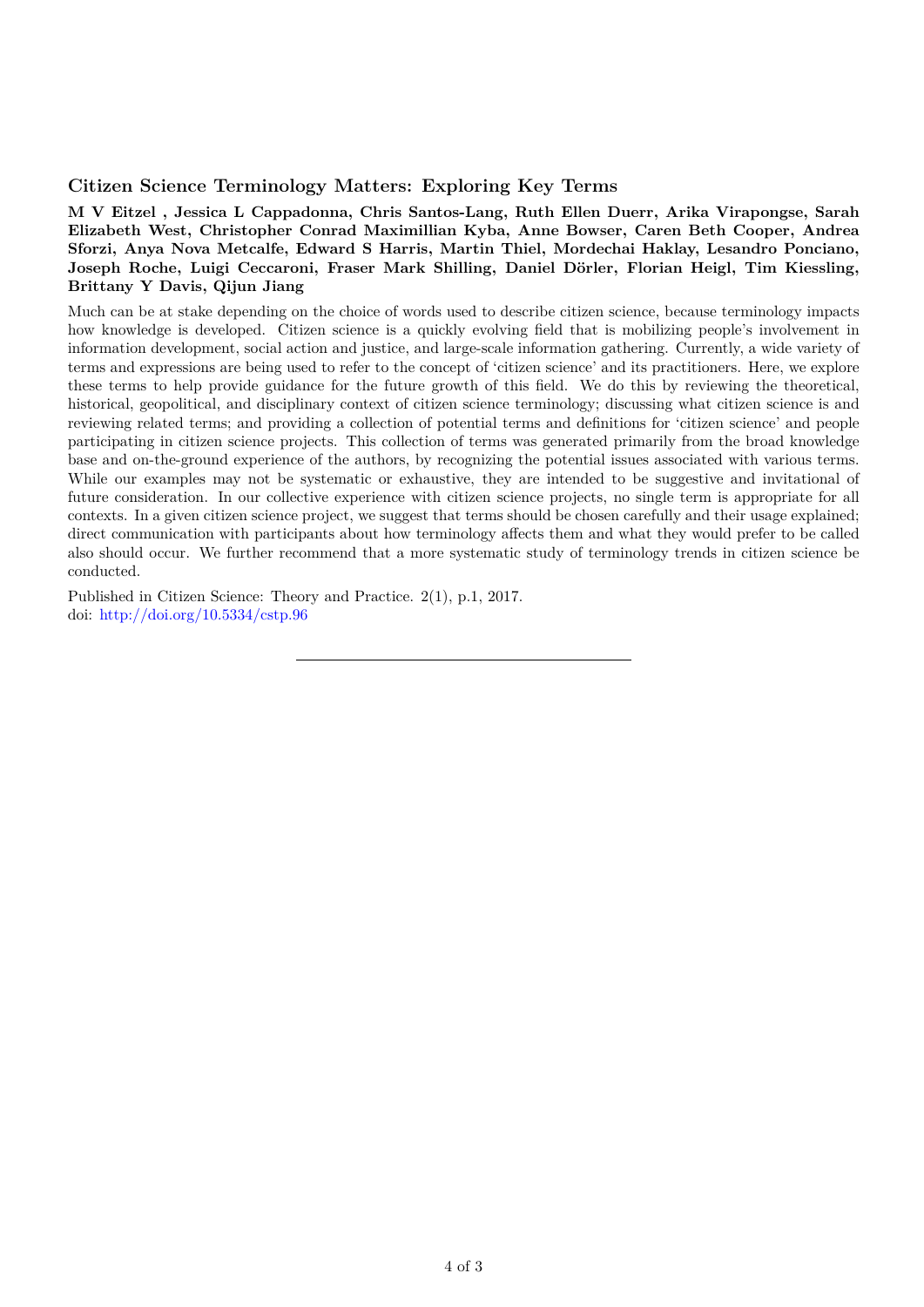### Citizen Science Terminology Matters: Exploring Key Terms

**M V Eitzel , Jessica L Cappadonna, Chris Santos-Lang, Ruth Ellen Duerr, Arika Virapongse, Sarah Elizabeth West, Christopher Conrad Maximillian Kyba, Anne Bowser, Caren Beth Cooper, Andrea Sforzi, Anya Nova Metcalfe, Edward S Harris, Martin Thiel, Mordechai Haklay, Lesandro Ponciano, Joseph Roche, Luigi Ceccaroni, Fraser Mark Shilling, Daniel Dörler, Florian Heigl, Tim Kiessling, Brittany Y Davis, Qijun Jiang**

Much can be at stake depending on the choice of words used to describe citizen science, because terminology impacts how knowledge is developed. Citizen science is a quickly evolving field that is mobilizing people's involvement in information development, social action and justice, and large-scale information gathering. Currently, a wide variety of terms and expressions are being used to refer to the concept of 'citizen science' and its practitioners. Here, we explore these terms to help provide guidance for the future growth of this field. We do this by reviewing the theoretical, historical, geopolitical, and disciplinary context of citizen science terminology; discussing what citizen science is and reviewing related terms; and providing a collection of potential terms and definitions for 'citizen science' and people participating in citizen science projects. This collection of terms was generated primarily from the broad knowledge base and on-the-ground experience of the authors, by recognizing the potential issues associated with various terms. While our examples may not be systematic or exhaustive, they are intended to be suggestive and invitational of future consideration. In our collective experience with citizen science projects, no single term is appropriate for all contexts. In a given citizen science project, we suggest that terms should be chosen carefully and their usage explained; direct communication with participants about how terminology affects them and what they would prefer to be called also should occur. We further recommend that a more systematic study of terminology trends in citizen science be conducted.

Published in Citizen Science: Theory and Practice. 2(1), p.1, 2017.
doi: http://doi.org/10.5334/cstp.96

---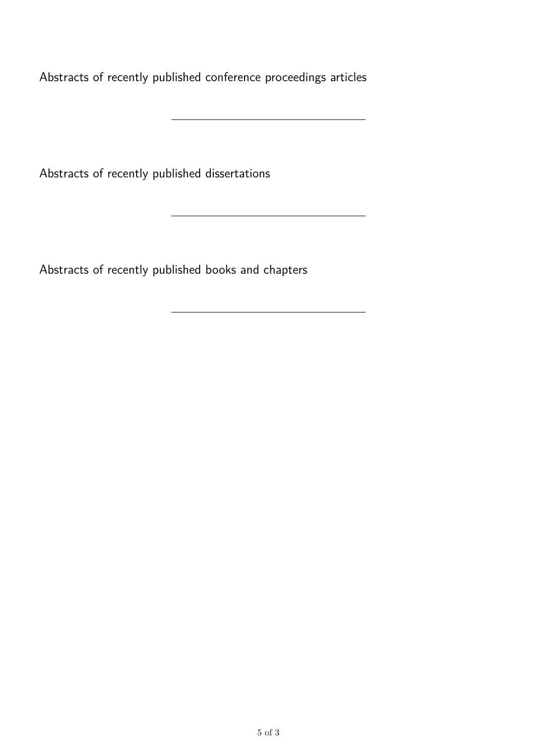## Abstracts of recently published conference proceedings articles

---

## Abstracts of recently published dissertations

---

## Abstracts of recently published books and chapters

---